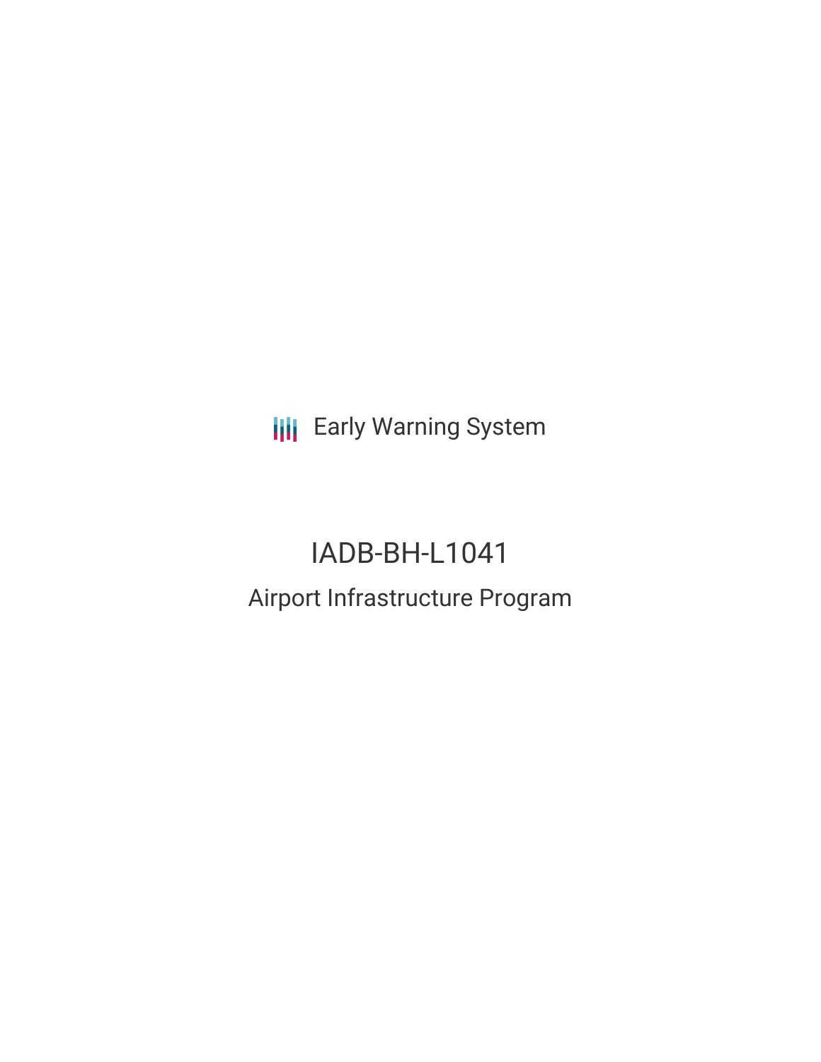Early Warning System

# IADB-BH-L1041

## Airport Infrastructure Program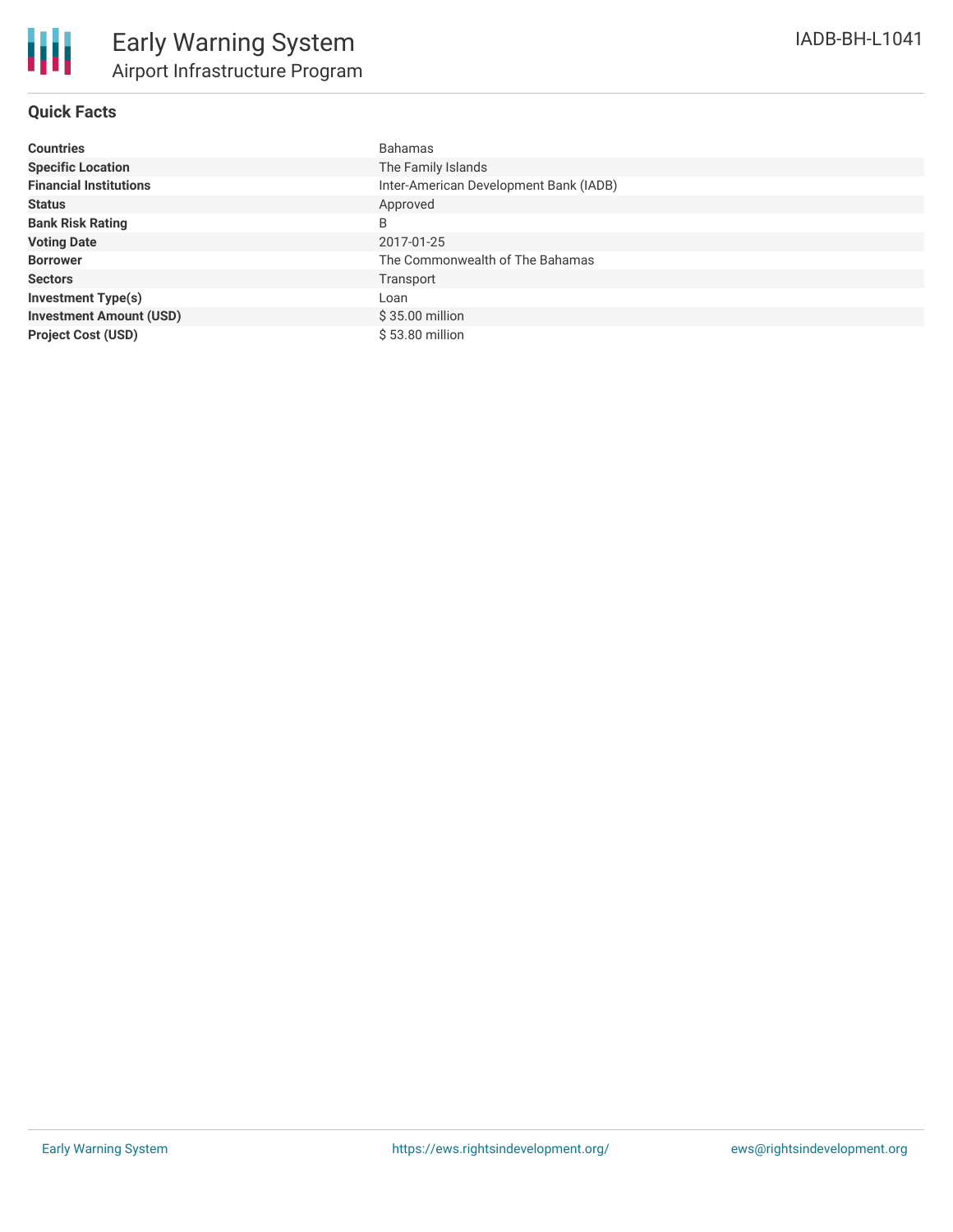# Early Warning System
## Airport Infrastructure Program

IADB-BH-L1041

### Quick Facts

| | |
|---|---|
| **Countries** | Bahamas |
| **Specific Location** | The Family Islands |
| **Financial Institutions** | Inter-American Development Bank (IADB) |
| **Status** | Approved |
| **Bank Risk Rating** | B |
| **Voting Date** | 2017-01-25 |
| **Borrower** | The Commonwealth of The Bahamas |
| **Sectors** | Transport |
| **Investment Type(s)** | Loan |
| **Investment Amount (USD)** | $ 35.00 million |
| **Project Cost (USD)** | $ 53.80 million |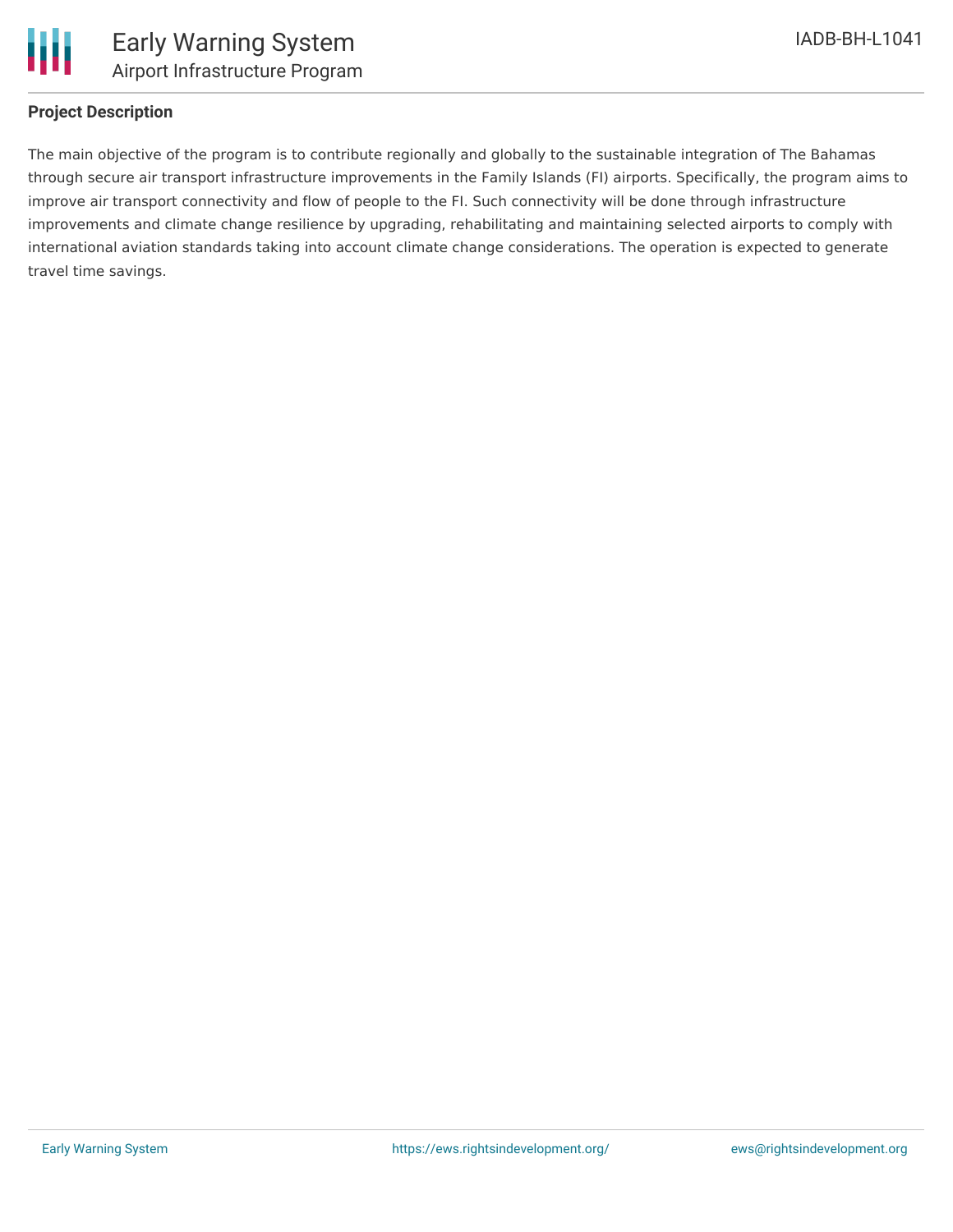## Project Description

The main objective of the program is to contribute regionally and globally to the sustainable integration of The Bahamas through secure air transport infrastructure improvements in the Family Islands (FI) airports. Specifically, the program aims to improve air transport connectivity and flow of people to the FI. Such connectivity will be done through infrastructure improvements and climate change resilience by upgrading, rehabilitating and maintaining selected airports to comply with international aviation standards taking into account climate change considerations. The operation is expected to generate travel time savings.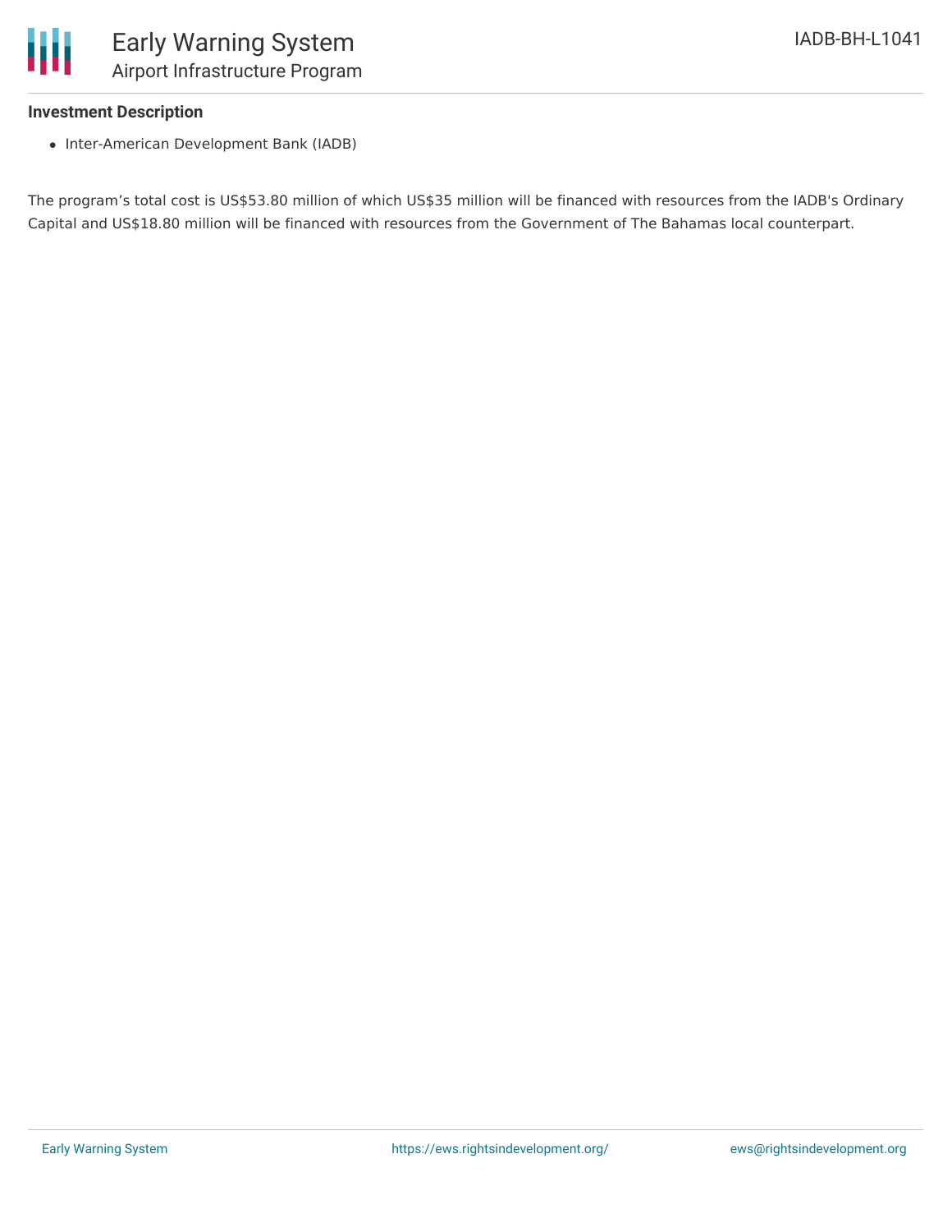### Investment Description

- Inter-American Development Bank (IADB)

The program’s total cost is US$53.80 million of which US$35 million will be financed with resources from the IADB's Ordinary Capital and US$18.80 million will be financed with resources from the Government of The Bahamas local counterpart.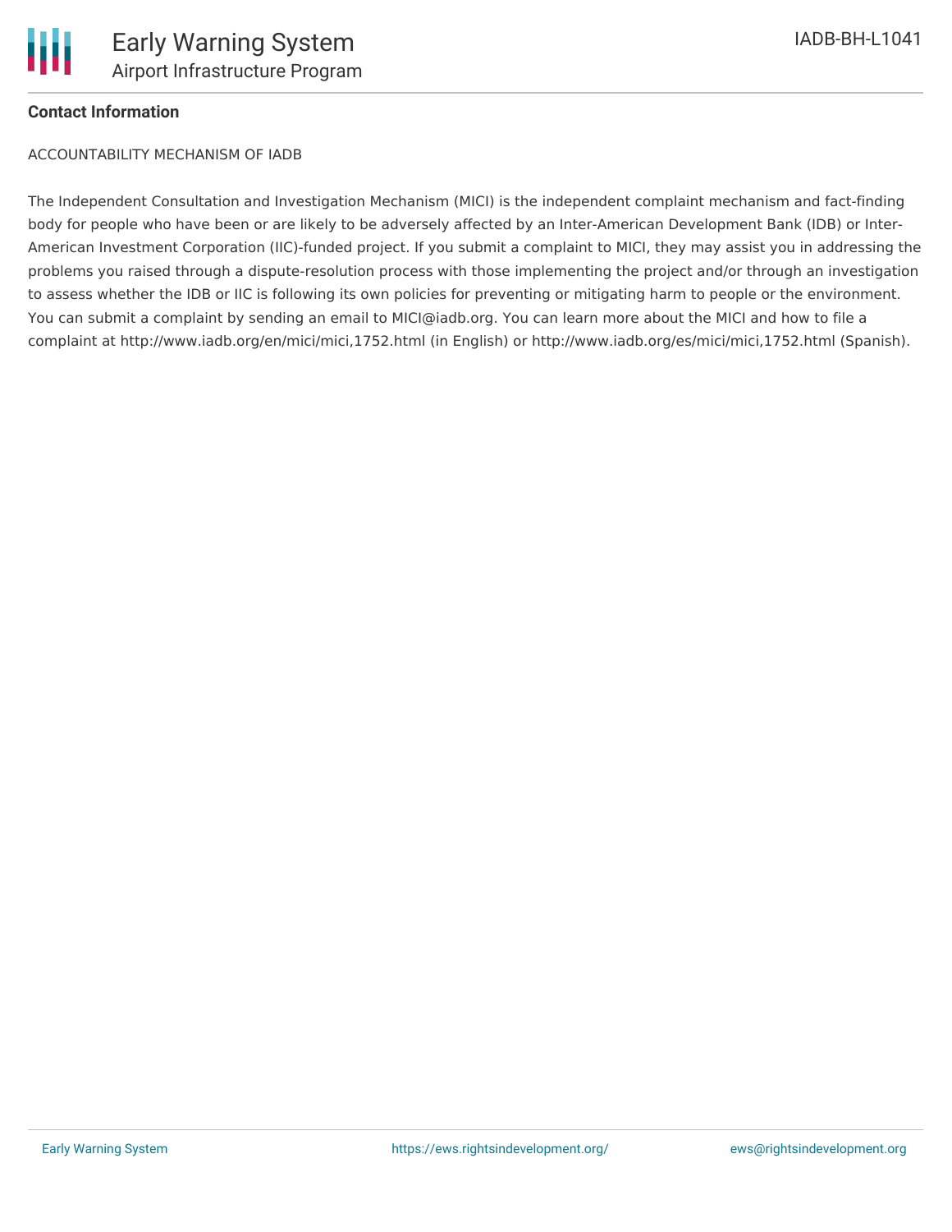**Contact Information**

ACCOUNTABILITY MECHANISM OF IADB

The Independent Consultation and Investigation Mechanism (MICI) is the independent complaint mechanism and fact-finding body for people who have been or are likely to be adversely affected by an Inter-American Development Bank (IDB) or Inter-American Investment Corporation (IIC)-funded project. If you submit a complaint to MICI, they may assist you in addressing the problems you raised through a dispute-resolution process with those implementing the project and/or through an investigation to assess whether the IDB or IIC is following its own policies for preventing or mitigating harm to people or the environment. You can submit a complaint by sending an email to MICI@iadb.org. You can learn more about the MICI and how to file a complaint at http://www.iadb.org/en/mici/mici,1752.html (in English) or http://www.iadb.org/es/mici/mici,1752.html (Spanish).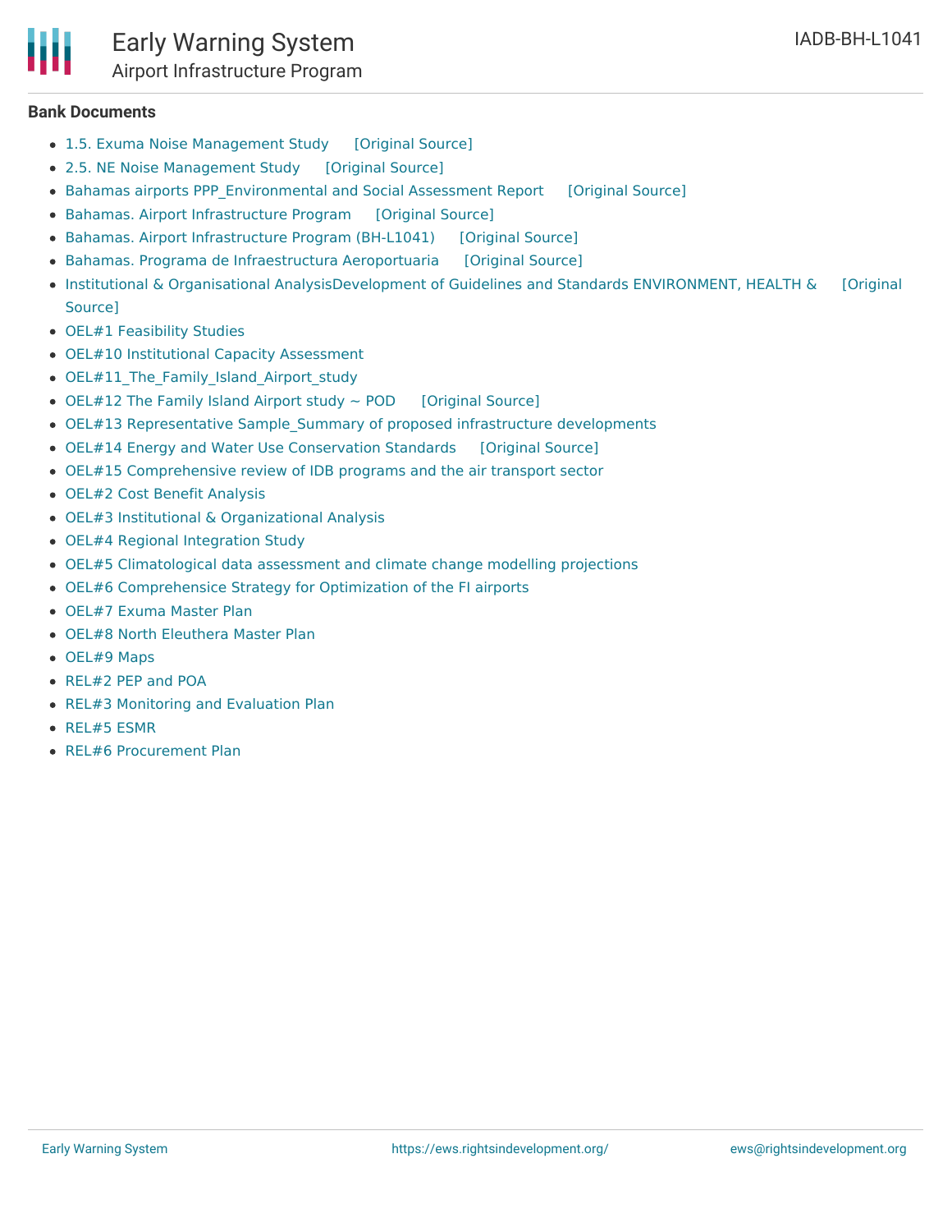**Bank Documents**

- 1.5. Exuma Noise Management Study [Original Source]
- 2.5. NE Noise Management Study [Original Source]
- Bahamas airports PPP_Environmental and Social Assessment Report [Original Source]
- Bahamas. Airport Infrastructure Program [Original Source]
- Bahamas. Airport Infrastructure Program (BH-L1041) [Original Source]
- Bahamas. Programa de Infraestructura Aeroportuaria [Original Source]
- Institutional & Organisational AnalysisDevelopment of Guidelines and Standards ENVIRONMENT, HEALTH & [Original Source]
- OEL#1 Feasibility Studies
- OEL#10 Institutional Capacity Assessment
- OEL#11_The_Family_Island_Airport_study
- OEL#12 The Family Island Airport study ~ POD [Original Source]
- OEL#13 Representative Sample_Summary of proposed infrastructure developments
- OEL#14 Energy and Water Use Conservation Standards [Original Source]
- OEL#15 Comprehensive review of IDB programs and the air transport sector
- OEL#2 Cost Benefit Analysis
- OEL#3 Institutional & Organizational Analysis
- OEL#4 Regional Integration Study
- OEL#5 Climatological data assessment and climate change modelling projections
- OEL#6 Comprehensice Strategy for Optimization of the FI airports
- OEL#7 Exuma Master Plan
- OEL#8 North Eleuthera Master Plan
- OEL#9 Maps
- REL#2 PEP and POA
- REL#3 Monitoring and Evaluation Plan
- REL#5 ESMR
- REL#6 Procurement Plan